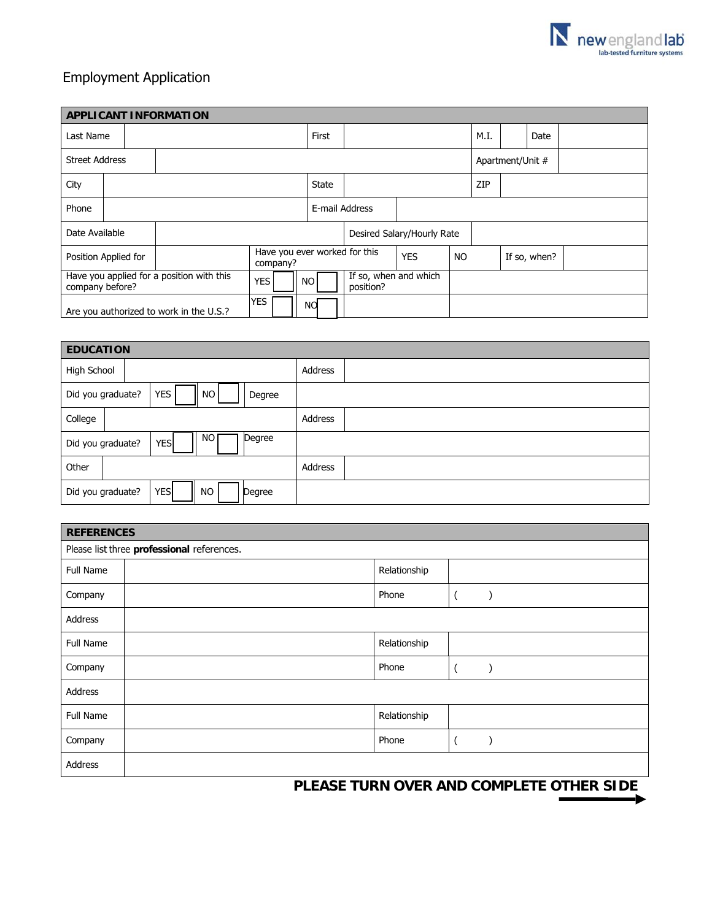new england lab
lab-tested furniture systems

# Employment Application

## APPLICANT INFORMATION

| | | | | | | | |
|---|---|---|---|---|---|---|---|
| Last Name | | First | | M.I. | | Date | |
| Street Address | | | | Apartment/Unit # | | | |
| City | | State | | ZIP | | | |
| Phone | | E-mail Address | | | | | |
| Date Available | | Desired Salary/Hourly Rate | | | | | |
| Position Applied for | | Have you ever worked for this company? | YES | NO | If so, when? | | |
| Have you applied for a position with this company before? | YES ☐ | NO ☐ | If so, when and which position? | | | | |
| Are you authorized to work in the U.S.? | YES ☐ | NO ☐ | | | | | |

## EDUCATION

| | | | | | |
|---|---|---|---|---|---|
| High School | | | | Address | |
| Did you graduate? | YES ☐ | NO ☐ | Degree | | |
| College | | | | Address | |
| Did you graduate? | YES ☐ | NO ☐ | Degree | | |
| Other | | | | Address | |
| Did you graduate? | YES ☐ | NO ☐ | Degree | | |

## REFERENCES

Please list three **professional** references.

| | | | |
|---|---|---|---|
| Full Name | | Relationship | |
| Company | | Phone | (       ) |
| Address | | | |
| Full Name | | Relationship | |
| Company | | Phone | (       ) |
| Address | | | |
| Full Name | | Relationship | |
| Company | | Phone | (       ) |
| Address | | | |

**PLEASE TURN OVER AND COMPLETE OTHER SIDE** →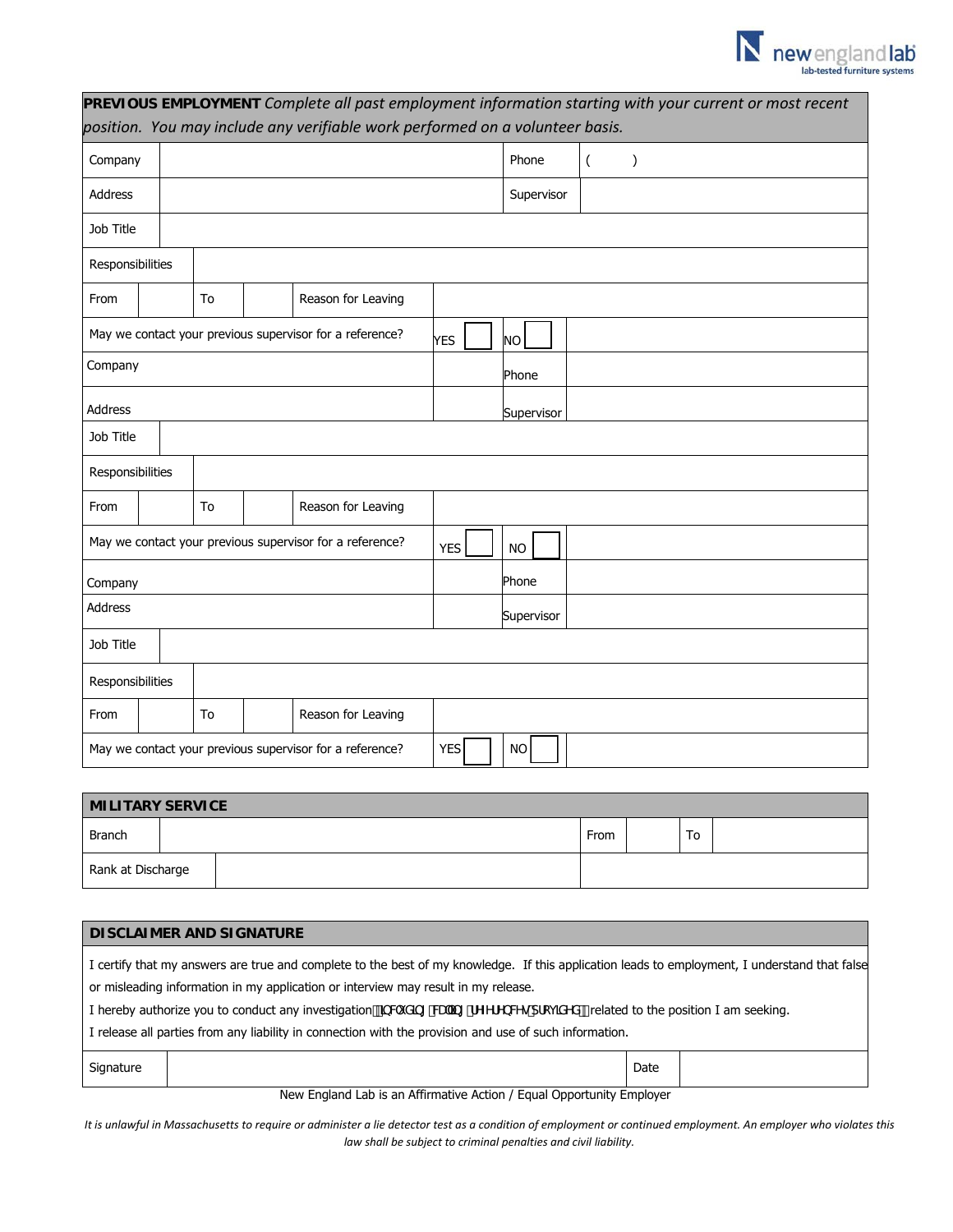**PREVIOUS EMPLOYMENT** *Complete all past employment information starting with your current or most recent position. You may include any verifiable work performed on a volunteer basis.*

| | | | | | | | |
|---|---|---|---|---|---|---|---|
| Company | | | | | | Phone | ( ) |
| Address | | | | | | Supervisor | |
| Job Title | | | | | | | |
| Responsibilities | | | | | | | |
| From | | To | | Reason for Leaving | | | |
| May we contact your previous supervisor for a reference? | | | | | YES ☐ | NO ☐ | |
| Company | | | | | | Phone | |
| Address | | | | | | Supervisor | |
| Job Title | | | | | | | |
| Responsibilities | | | | | | | |
| From | | To | | Reason for Leaving | | | |
| May we contact your previous supervisor for a reference? | | | | | YES ☐ | NO ☐ | |
| Company | | | | | | Phone | |
| Address | | | | | | Supervisor | |
| Job Title | | | | | | | |
| Responsibilities | | | | | | | |
| From | | To | | Reason for Leaving | | | |
| May we contact your previous supervisor for a reference? | | | | | YES ☐ | NO ☐ | |

**MILITARY SERVICE**

| | | | | | |
|---|---|---|---|---|---|
| Branch | | From | | To | |
| Rank at Discharge | | | | | |

**DISCLAIMER AND SIGNATURE**

I certify that my answers are true and complete to the best of my knowledge. If this application leads to employment, I understand that false or misleading information in my application or interview may result in my release.

I hereby authorize you to conduct any investigation (including calling references provided) related to the position I am seeking.

I release all parties from any liability in connection with the provision and use of such information.

| | | | |
|---|---|---|---|
| Signature | | Date | |

New England Lab is an Affirmative Action / Equal Opportunity Employer

*It is unlawful in Massachusetts to require or administer a lie detector test as a condition of employment or continued employment. An employer who violates this law shall be subject to criminal penalties and civil liability.*